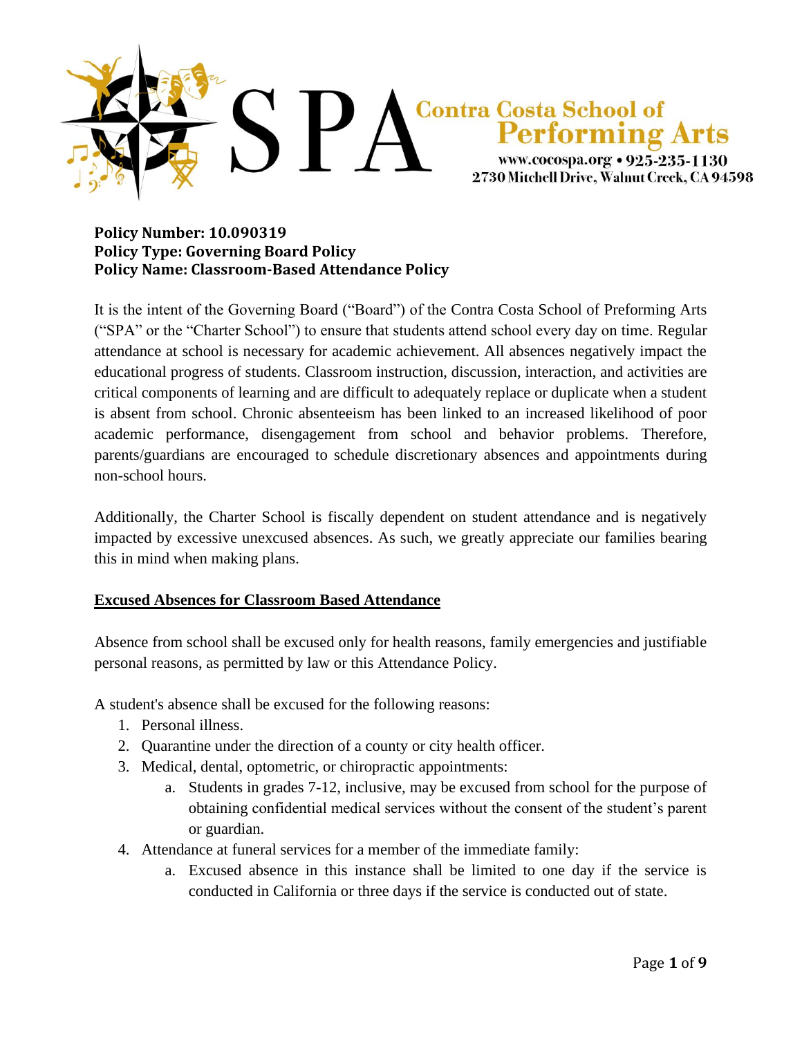SPA Contra Costa School of Performing Arts
www.cocospa.org • 925-235-1130
2730 Mitchell Drive, Walnut Creek, CA 94598

**Policy Number: 10.090319**
**Policy Type: Governing Board Policy**
**Policy Name: Classroom-Based Attendance Policy**

It is the intent of the Governing Board ("Board") of the Contra Costa School of Preforming Arts ("SPA" or the "Charter School") to ensure that students attend school every day on time. Regular attendance at school is necessary for academic achievement. All absences negatively impact the educational progress of students. Classroom instruction, discussion, interaction, and activities are critical components of learning and are difficult to adequately replace or duplicate when a student is absent from school. Chronic absenteeism has been linked to an increased likelihood of poor academic performance, disengagement from school and behavior problems. Therefore, parents/guardians are encouraged to schedule discretionary absences and appointments during non-school hours.

Additionally, the Charter School is fiscally dependent on student attendance and is negatively impacted by excessive unexcused absences. As such, we greatly appreciate our families bearing this in mind when making plans.

## Excused Absences for Classroom Based Attendance

Absence from school shall be excused only for health reasons, family emergencies and justifiable personal reasons, as permitted by law or this Attendance Policy.

A student's absence shall be excused for the following reasons:

1. Personal illness.
2. Quarantine under the direction of a county or city health officer.
3. Medical, dental, optometric, or chiropractic appointments:
   a. Students in grades 7-12, inclusive, may be excused from school for the purpose of obtaining confidential medical services without the consent of the student's parent or guardian.
4. Attendance at funeral services for a member of the immediate family:
   a. Excused absence in this instance shall be limited to one day if the service is conducted in California or three days if the service is conducted out of state.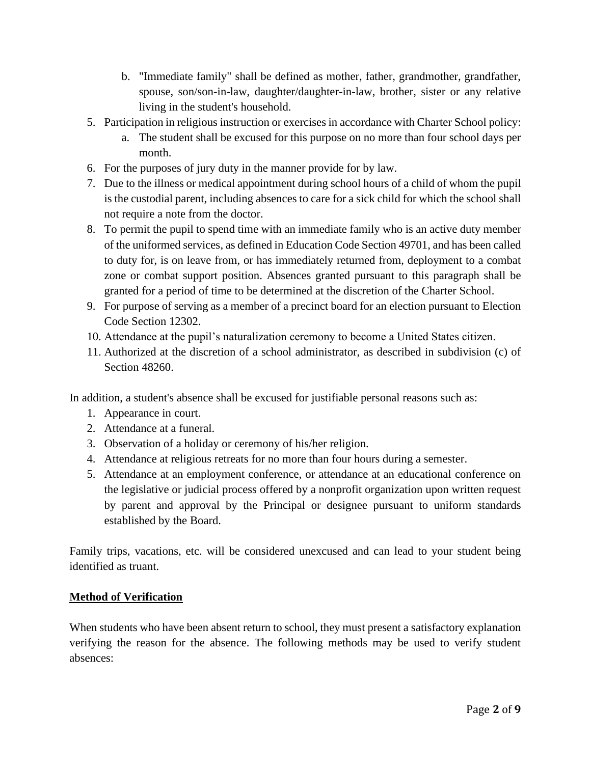b. "Immediate family" shall be defined as mother, father, grandmother, grandfather, spouse, son/son-in-law, daughter/daughter-in-law, brother, sister or any relative living in the student's household.

5. Participation in religious instruction or exercises in accordance with Charter School policy:
   a. The student shall be excused for this purpose on no more than four school days per month.
6. For the purposes of jury duty in the manner provide for by law.
7. Due to the illness or medical appointment during school hours of a child of whom the pupil is the custodial parent, including absences to care for a sick child for which the school shall not require a note from the doctor.
8. To permit the pupil to spend time with an immediate family who is an active duty member of the uniformed services, as defined in Education Code Section 49701, and has been called to duty for, is on leave from, or has immediately returned from, deployment to a combat zone or combat support position. Absences granted pursuant to this paragraph shall be granted for a period of time to be determined at the discretion of the Charter School.
9. For purpose of serving as a member of a precinct board for an election pursuant to Election Code Section 12302.
10. Attendance at the pupil's naturalization ceremony to become a United States citizen.
11. Authorized at the discretion of a school administrator, as described in subdivision (c) of Section 48260.

In addition, a student's absence shall be excused for justifiable personal reasons such as:

1. Appearance in court.
2. Attendance at a funeral.
3. Observation of a holiday or ceremony of his/her religion.
4. Attendance at religious retreats for no more than four hours during a semester.
5. Attendance at an employment conference, or attendance at an educational conference on the legislative or judicial process offered by a nonprofit organization upon written request by parent and approval by the Principal or designee pursuant to uniform standards established by the Board.

Family trips, vacations, etc. will be considered unexcused and can lead to your student being identified as truant.

**Method of Verification**

When students who have been absent return to school, they must present a satisfactory explanation verifying the reason for the absence. The following methods may be used to verify student absences: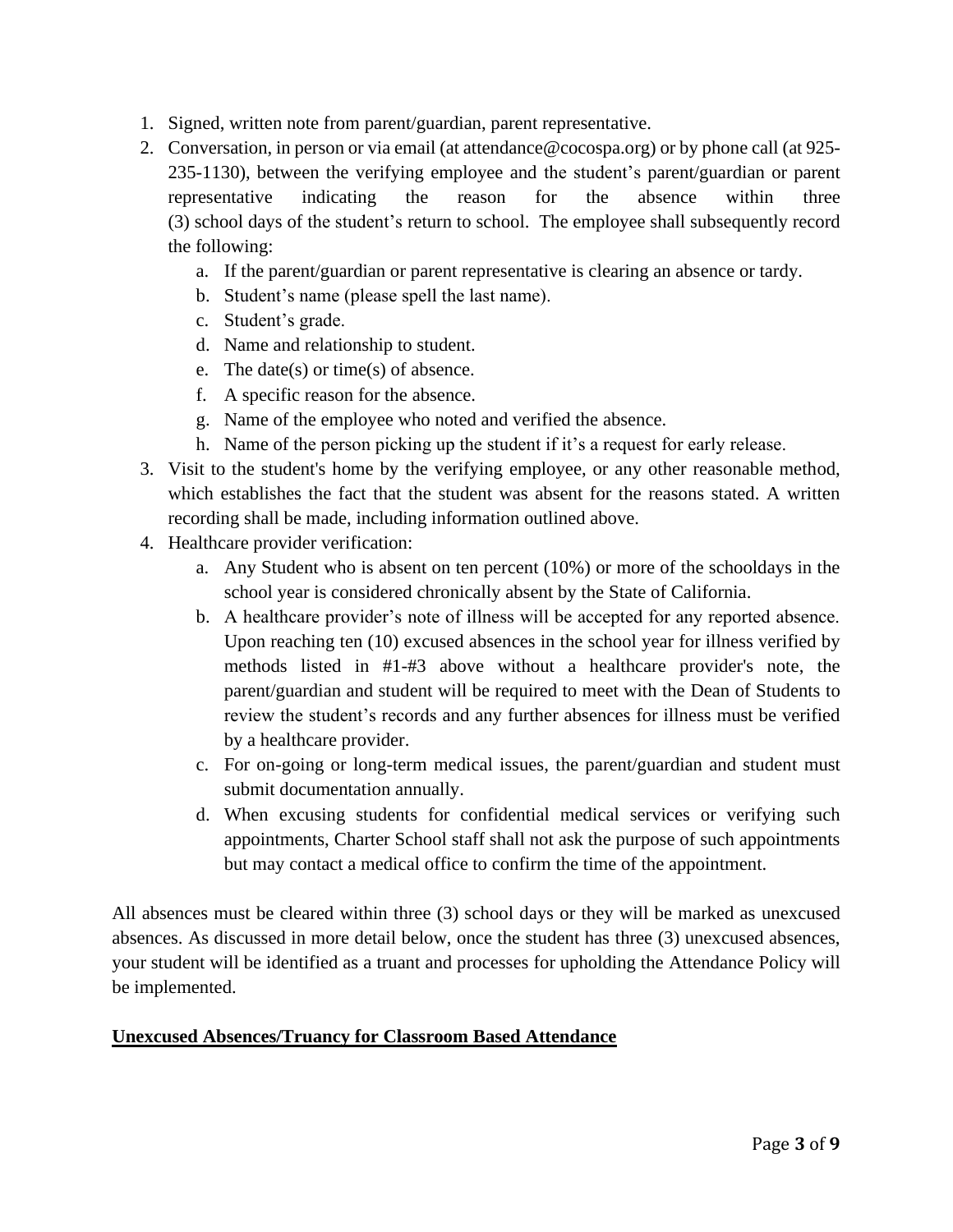1. Signed, written note from parent/guardian, parent representative.
2. Conversation, in person or via email (at attendance@cocospa.org) or by phone call (at 925-235-1130), between the verifying employee and the student's parent/guardian or parent representative indicating the reason for the absence within three (3) school days of the student's return to school. The employee shall subsequently record the following:
    a. If the parent/guardian or parent representative is clearing an absence or tardy.
    b. Student's name (please spell the last name).
    c. Student's grade.
    d. Name and relationship to student.
    e. The date(s) or time(s) of absence.
    f. A specific reason for the absence.
    g. Name of the employee who noted and verified the absence.
    h. Name of the person picking up the student if it's a request for early release.
3. Visit to the student's home by the verifying employee, or any other reasonable method, which establishes the fact that the student was absent for the reasons stated. A written recording shall be made, including information outlined above.
4. Healthcare provider verification:
    a. Any Student who is absent on ten percent (10%) or more of the schooldays in the school year is considered chronically absent by the State of California.
    b. A healthcare provider's note of illness will be accepted for any reported absence. Upon reaching ten (10) excused absences in the school year for illness verified by methods listed in #1-#3 above without a healthcare provider's note, the parent/guardian and student will be required to meet with the Dean of Students to review the student's records and any further absences for illness must be verified by a healthcare provider.
    c. For on-going or long-term medical issues, the parent/guardian and student must submit documentation annually.
    d. When excusing students for confidential medical services or verifying such appointments, Charter School staff shall not ask the purpose of such appointments but may contact a medical office to confirm the time of the appointment.

All absences must be cleared within three (3) school days or they will be marked as unexcused absences. As discussed in more detail below, once the student has three (3) unexcused absences, your student will be identified as a truant and processes for upholding the Attendance Policy will be implemented.

**<u>Unexcused Absences/Truancy for Classroom Based Attendance</u>**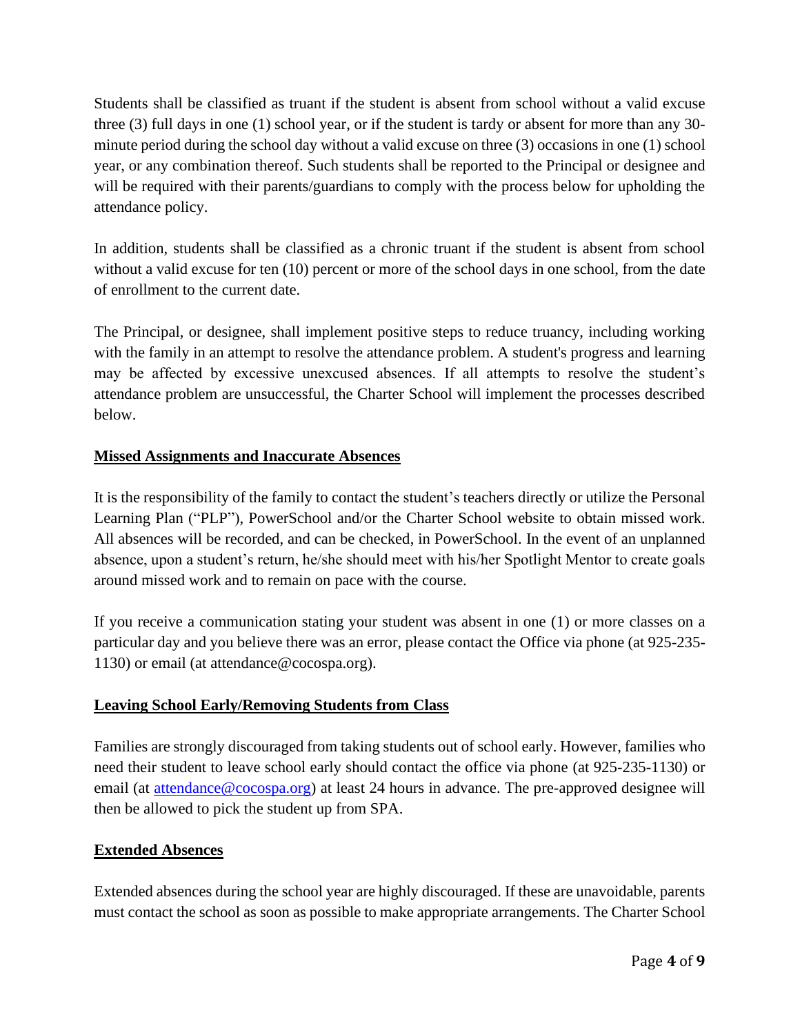Students shall be classified as truant if the student is absent from school without a valid excuse three (3) full days in one (1) school year, or if the student is tardy or absent for more than any 30-minute period during the school day without a valid excuse on three (3) occasions in one (1) school year, or any combination thereof. Such students shall be reported to the Principal or designee and will be required with their parents/guardians to comply with the process below for upholding the attendance policy.

In addition, students shall be classified as a chronic truant if the student is absent from school without a valid excuse for ten (10) percent or more of the school days in one school, from the date of enrollment to the current date.

The Principal, or designee, shall implement positive steps to reduce truancy, including working with the family in an attempt to resolve the attendance problem. A student's progress and learning may be affected by excessive unexcused absences. If all attempts to resolve the student's attendance problem are unsuccessful, the Charter School will implement the processes described below.

**Missed Assignments and Inaccurate Absences**

It is the responsibility of the family to contact the student's teachers directly or utilize the Personal Learning Plan ("PLP"), PowerSchool and/or the Charter School website to obtain missed work. All absences will be recorded, and can be checked, in PowerSchool. In the event of an unplanned absence, upon a student's return, he/she should meet with his/her Spotlight Mentor to create goals around missed work and to remain on pace with the course.

If you receive a communication stating your student was absent in one (1) or more classes on a particular day and you believe there was an error, please contact the Office via phone (at 925-235-1130) or email (at attendance@cocospa.org).

**Leaving School Early/Removing Students from Class**

Families are strongly discouraged from taking students out of school early. However, families who need their student to leave school early should contact the office via phone (at 925-235-1130) or email (at attendance@cocospa.org) at least 24 hours in advance. The pre-approved designee will then be allowed to pick the student up from SPA.

**Extended Absences**

Extended absences during the school year are highly discouraged. If these are unavoidable, parents must contact the school as soon as possible to make appropriate arrangements. The Charter School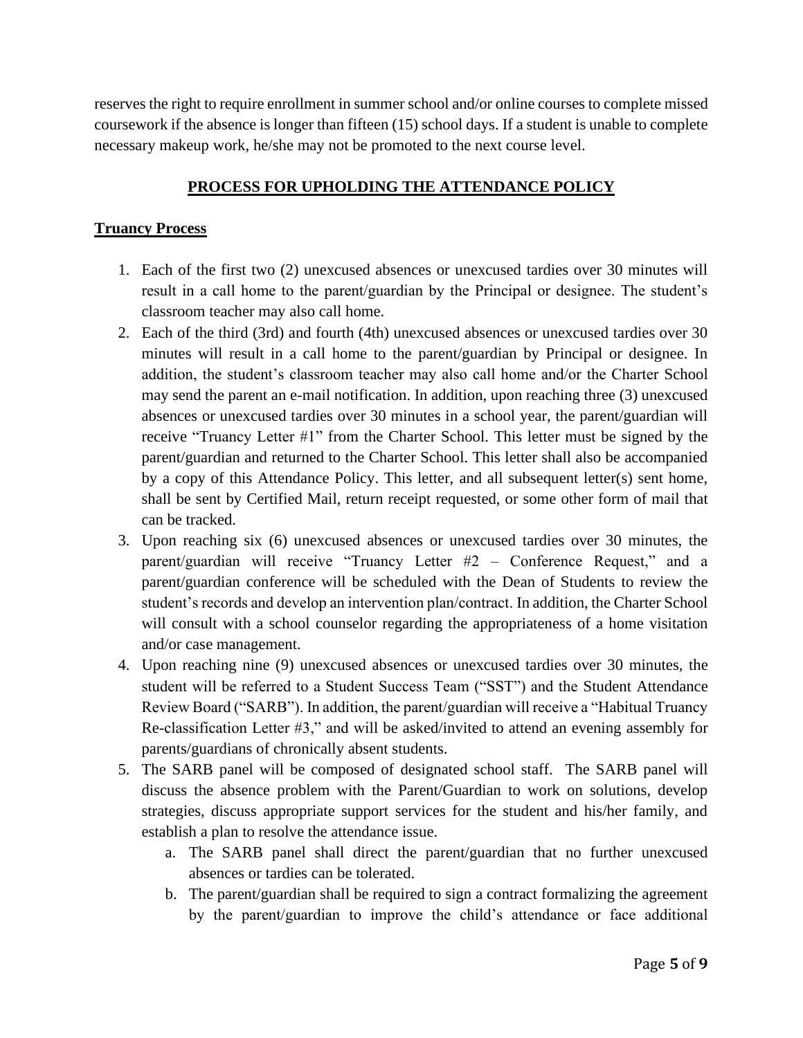reserves the right to require enrollment in summer school and/or online courses to complete missed coursework if the absence is longer than fifteen (15) school days. If a student is unable to complete necessary makeup work, he/she may not be promoted to the next course level.

## PROCESS FOR UPHOLDING THE ATTENDANCE POLICY

### Truancy Process

1. Each of the first two (2) unexcused absences or unexcused tardies over 30 minutes will result in a call home to the parent/guardian by the Principal or designee. The student's classroom teacher may also call home.
2. Each of the third (3rd) and fourth (4th) unexcused absences or unexcused tardies over 30 minutes will result in a call home to the parent/guardian by Principal or designee. In addition, the student's classroom teacher may also call home and/or the Charter School may send the parent an e-mail notification. In addition, upon reaching three (3) unexcused absences or unexcused tardies over 30 minutes in a school year, the parent/guardian will receive "Truancy Letter #1" from the Charter School. This letter must be signed by the parent/guardian and returned to the Charter School. This letter shall also be accompanied by a copy of this Attendance Policy. This letter, and all subsequent letter(s) sent home, shall be sent by Certified Mail, return receipt requested, or some other form of mail that can be tracked.
3. Upon reaching six (6) unexcused absences or unexcused tardies over 30 minutes, the parent/guardian will receive "Truancy Letter #2 – Conference Request," and a parent/guardian conference will be scheduled with the Dean of Students to review the student's records and develop an intervention plan/contract. In addition, the Charter School will consult with a school counselor regarding the appropriateness of a home visitation and/or case management.
4. Upon reaching nine (9) unexcused absences or unexcused tardies over 30 minutes, the student will be referred to a Student Success Team ("SST") and the Student Attendance Review Board ("SARB"). In addition, the parent/guardian will receive a "Habitual Truancy Re-classification Letter #3," and will be asked/invited to attend an evening assembly for parents/guardians of chronically absent students.
5. The SARB panel will be composed of designated school staff. The SARB panel will discuss the absence problem with the Parent/Guardian to work on solutions, develop strategies, discuss appropriate support services for the student and his/her family, and establish a plan to resolve the attendance issue.
    a. The SARB panel shall direct the parent/guardian that no further unexcused absences or tardies can be tolerated.
    b. The parent/guardian shall be required to sign a contract formalizing the agreement by the parent/guardian to improve the child's attendance or face additional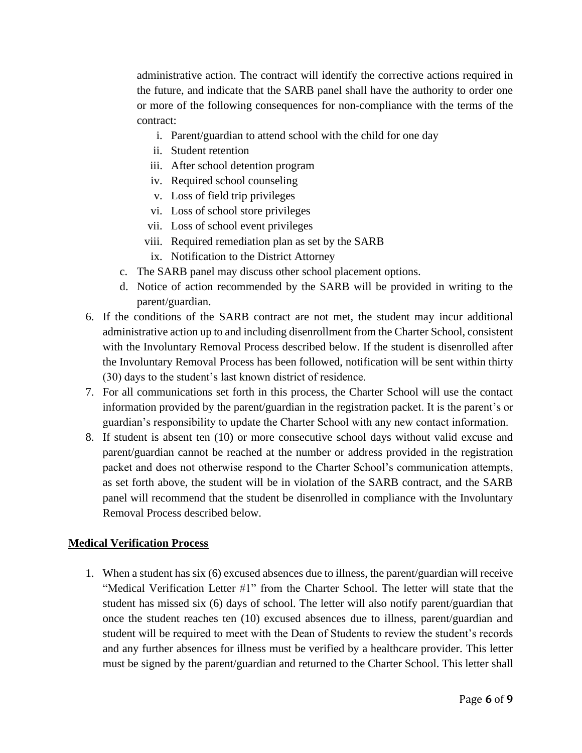administrative action. The contract will identify the corrective actions required in the future, and indicate that the SARB panel shall have the authority to order one or more of the following consequences for non-compliance with the terms of the contract:

   i. Parent/guardian to attend school with the child for one day
   ii. Student retention
   iii. After school detention program
   iv. Required school counseling
   v. Loss of field trip privileges
   vi. Loss of school store privileges
   vii. Loss of school event privileges
   viii. Required remediation plan as set by the SARB
   ix. Notification to the District Attorney

c. The SARB panel may discuss other school placement options.
d. Notice of action recommended by the SARB will be provided in writing to the parent/guardian.

6. If the conditions of the SARB contract are not met, the student may incur additional administrative action up to and including disenrollment from the Charter School, consistent with the Involuntary Removal Process described below. If the student is disenrolled after the Involuntary Removal Process has been followed, notification will be sent within thirty (30) days to the student's last known district of residence.
7. For all communications set forth in this process, the Charter School will use the contact information provided by the parent/guardian in the registration packet. It is the parent's or guardian's responsibility to update the Charter School with any new contact information.
8. If student is absent ten (10) or more consecutive school days without valid excuse and parent/guardian cannot be reached at the number or address provided in the registration packet and does not otherwise respond to the Charter School's communication attempts, as set forth above, the student will be in violation of the SARB contract, and the SARB panel will recommend that the student be disenrolled in compliance with the Involuntary Removal Process described below.

**Medical Verification Process**

1. When a student has six (6) excused absences due to illness, the parent/guardian will receive "Medical Verification Letter #1" from the Charter School. The letter will state that the student has missed six (6) days of school. The letter will also notify parent/guardian that once the student reaches ten (10) excused absences due to illness, parent/guardian and student will be required to meet with the Dean of Students to review the student's records and any further absences for illness must be verified by a healthcare provider. This letter must be signed by the parent/guardian and returned to the Charter School. This letter shall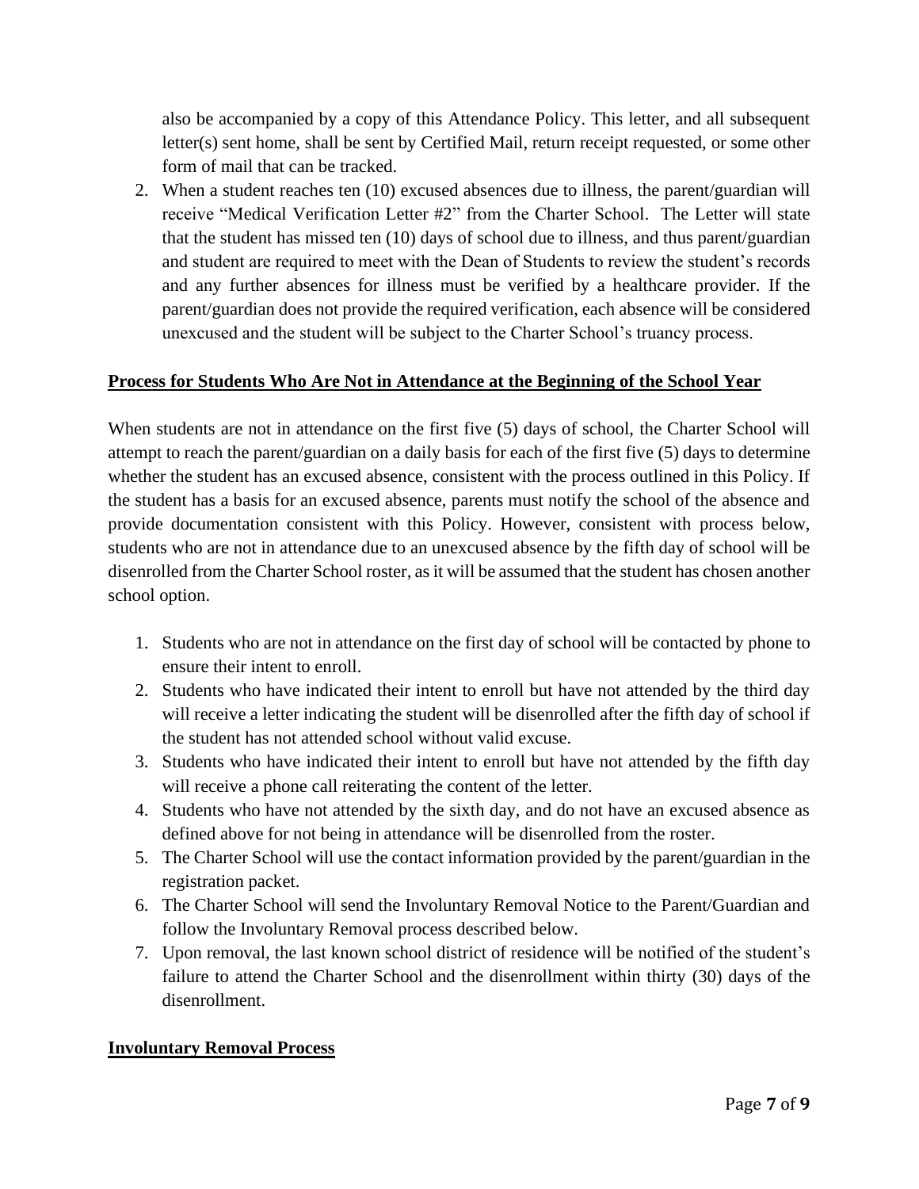also be accompanied by a copy of this Attendance Policy. This letter, and all subsequent letter(s) sent home, shall be sent by Certified Mail, return receipt requested, or some other form of mail that can be tracked.

2. When a student reaches ten (10) excused absences due to illness, the parent/guardian will receive "Medical Verification Letter #2" from the Charter School. The Letter will state that the student has missed ten (10) days of school due to illness, and thus parent/guardian and student are required to meet with the Dean of Students to review the student's records and any further absences for illness must be verified by a healthcare provider. If the parent/guardian does not provide the required verification, each absence will be considered unexcused and the student will be subject to the Charter School's truancy process.

**Process for Students Who Are Not in Attendance at the Beginning of the School Year**

When students are not in attendance on the first five (5) days of school, the Charter School will attempt to reach the parent/guardian on a daily basis for each of the first five (5) days to determine whether the student has an excused absence, consistent with the process outlined in this Policy. If the student has a basis for an excused absence, parents must notify the school of the absence and provide documentation consistent with this Policy. However, consistent with process below, students who are not in attendance due to an unexcused absence by the fifth day of school will be disenrolled from the Charter School roster, as it will be assumed that the student has chosen another school option.

1. Students who are not in attendance on the first day of school will be contacted by phone to ensure their intent to enroll.
2. Students who have indicated their intent to enroll but have not attended by the third day will receive a letter indicating the student will be disenrolled after the fifth day of school if the student has not attended school without valid excuse.
3. Students who have indicated their intent to enroll but have not attended by the fifth day will receive a phone call reiterating the content of the letter.
4. Students who have not attended by the sixth day, and do not have an excused absence as defined above for not being in attendance will be disenrolled from the roster.
5. The Charter School will use the contact information provided by the parent/guardian in the registration packet.
6. The Charter School will send the Involuntary Removal Notice to the Parent/Guardian and follow the Involuntary Removal process described below.
7. Upon removal, the last known school district of residence will be notified of the student's failure to attend the Charter School and the disenrollment within thirty (30) days of the disenrollment.

**Involuntary Removal Process**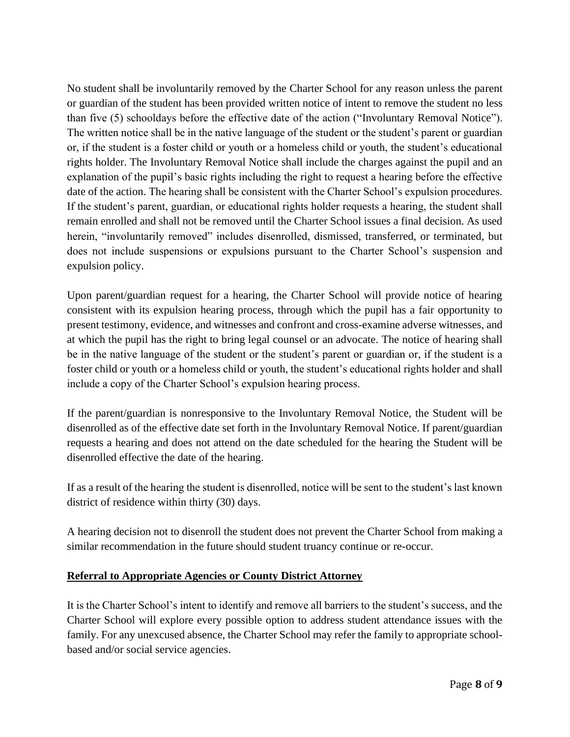No student shall be involuntarily removed by the Charter School for any reason unless the parent or guardian of the student has been provided written notice of intent to remove the student no less than five (5) schooldays before the effective date of the action ("Involuntary Removal Notice"). The written notice shall be in the native language of the student or the student's parent or guardian or, if the student is a foster child or youth or a homeless child or youth, the student's educational rights holder. The Involuntary Removal Notice shall include the charges against the pupil and an explanation of the pupil's basic rights including the right to request a hearing before the effective date of the action. The hearing shall be consistent with the Charter School's expulsion procedures. If the student's parent, guardian, or educational rights holder requests a hearing, the student shall remain enrolled and shall not be removed until the Charter School issues a final decision. As used herein, "involuntarily removed" includes disenrolled, dismissed, transferred, or terminated, but does not include suspensions or expulsions pursuant to the Charter School's suspension and expulsion policy.

Upon parent/guardian request for a hearing, the Charter School will provide notice of hearing consistent with its expulsion hearing process, through which the pupil has a fair opportunity to present testimony, evidence, and witnesses and confront and cross-examine adverse witnesses, and at which the pupil has the right to bring legal counsel or an advocate. The notice of hearing shall be in the native language of the student or the student's parent or guardian or, if the student is a foster child or youth or a homeless child or youth, the student's educational rights holder and shall include a copy of the Charter School's expulsion hearing process.

If the parent/guardian is nonresponsive to the Involuntary Removal Notice, the Student will be disenrolled as of the effective date set forth in the Involuntary Removal Notice. If parent/guardian requests a hearing and does not attend on the date scheduled for the hearing the Student will be disenrolled effective the date of the hearing.

If as a result of the hearing the student is disenrolled, notice will be sent to the student's last known district of residence within thirty (30) days.

A hearing decision not to disenroll the student does not prevent the Charter School from making a similar recommendation in the future should student truancy continue or re-occur.

## **Referral to Appropriate Agencies or County District Attorney**

It is the Charter School's intent to identify and remove all barriers to the student's success, and the Charter School will explore every possible option to address student attendance issues with the family. For any unexcused absence, the Charter School may refer the family to appropriate school-based and/or social service agencies.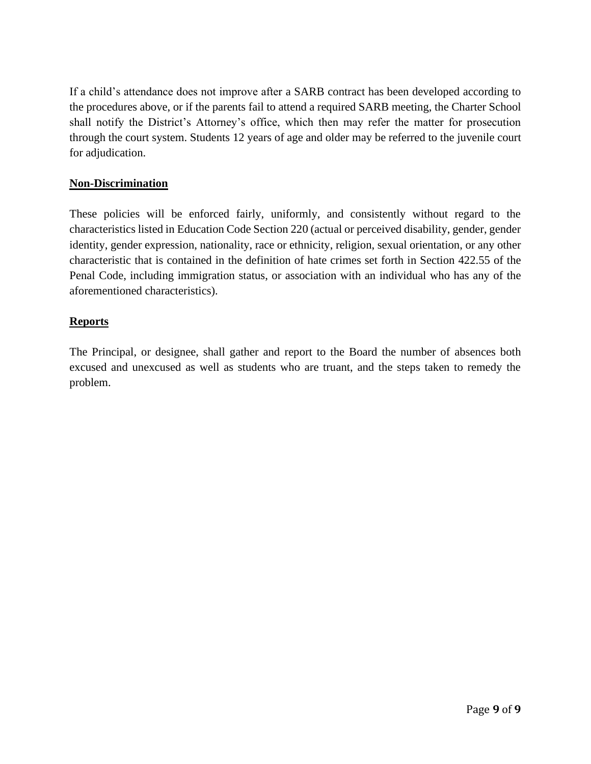If a child's attendance does not improve after a SARB contract has been developed according to the procedures above, or if the parents fail to attend a required SARB meeting, the Charter School shall notify the District's Attorney's office, which then may refer the matter for prosecution through the court system. Students 12 years of age and older may be referred to the juvenile court for adjudication.

## Non-Discrimination

These policies will be enforced fairly, uniformly, and consistently without regard to the characteristics listed in Education Code Section 220 (actual or perceived disability, gender, gender identity, gender expression, nationality, race or ethnicity, religion, sexual orientation, or any other characteristic that is contained in the definition of hate crimes set forth in Section 422.55 of the Penal Code, including immigration status, or association with an individual who has any of the aforementioned characteristics).

## Reports

The Principal, or designee, shall gather and report to the Board the number of absences both excused and unexcused as well as students who are truant, and the steps taken to remedy the problem.